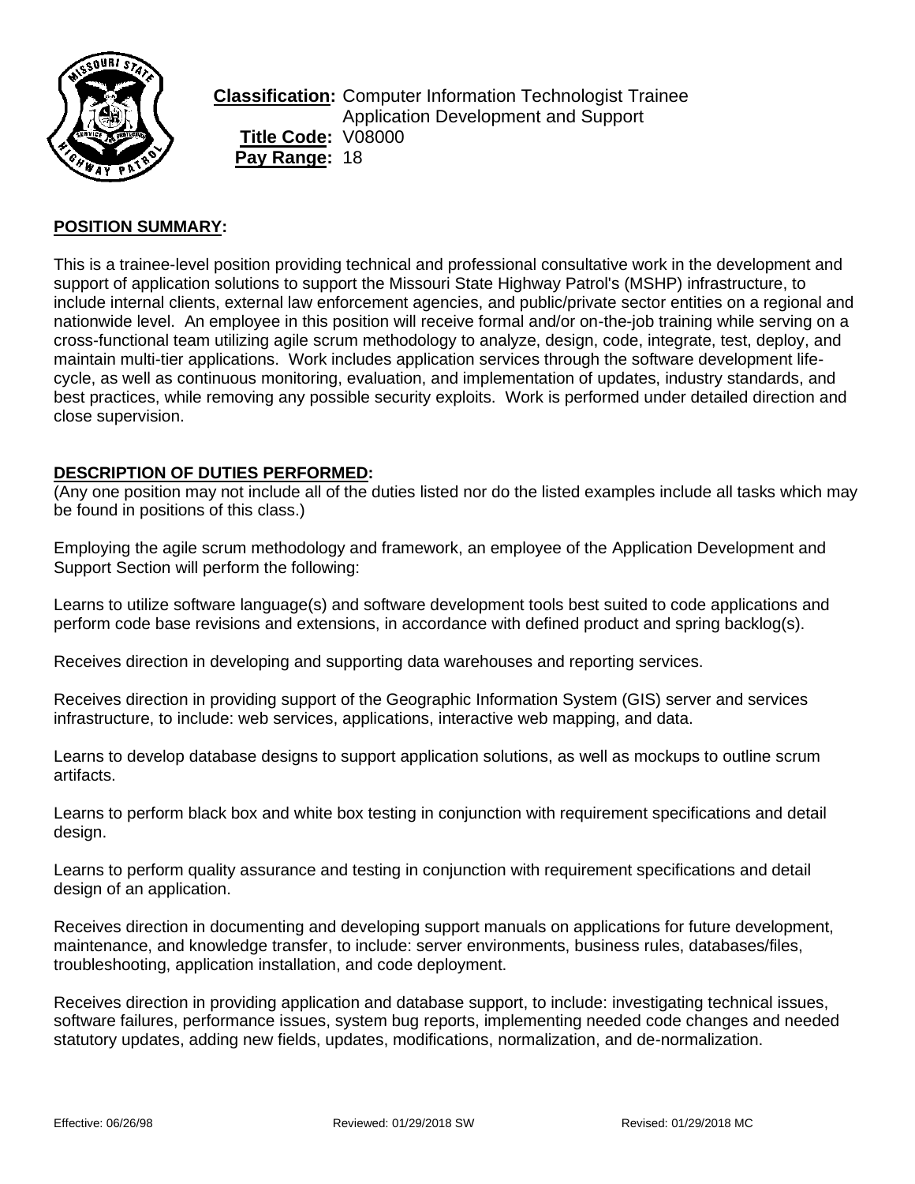**Classification:** Computer Information Technologist Trainee
Application Development and Support
**Title Code:** V08000
**Pay Range:** 18

## POSITION SUMMARY:

This is a trainee-level position providing technical and professional consultative work in the development and support of application solutions to support the Missouri State Highway Patrol's (MSHP) infrastructure, to include internal clients, external law enforcement agencies, and public/private sector entities on a regional and nationwide level. An employee in this position will receive formal and/or on-the-job training while serving on a cross-functional team utilizing agile scrum methodology to analyze, design, code, integrate, test, deploy, and maintain multi-tier applications. Work includes application services through the software development life-cycle, as well as continuous monitoring, evaluation, and implementation of updates, industry standards, and best practices, while removing any possible security exploits. Work is performed under detailed direction and close supervision.

## DESCRIPTION OF DUTIES PERFORMED:

(Any one position may not include all of the duties listed nor do the listed examples include all tasks which may be found in positions of this class.)

Employing the agile scrum methodology and framework, an employee of the Application Development and Support Section will perform the following:

Learns to utilize software language(s) and software development tools best suited to code applications and perform code base revisions and extensions, in accordance with defined product and spring backlog(s).

Receives direction in developing and supporting data warehouses and reporting services.

Receives direction in providing support of the Geographic Information System (GIS) server and services infrastructure, to include: web services, applications, interactive web mapping, and data.

Learns to develop database designs to support application solutions, as well as mockups to outline scrum artifacts.

Learns to perform black box and white box testing in conjunction with requirement specifications and detail design.

Learns to perform quality assurance and testing in conjunction with requirement specifications and detail design of an application.

Receives direction in documenting and developing support manuals on applications for future development, maintenance, and knowledge transfer, to include: server environments, business rules, databases/files, troubleshooting, application installation, and code deployment.

Receives direction in providing application and database support, to include: investigating technical issues, software failures, performance issues, system bug reports, implementing needed code changes and needed statutory updates, adding new fields, updates, modifications, normalization, and de-normalization.

Effective: 06/26/98 Reviewed: 01/29/2018 SW Revised: 01/29/2018 MC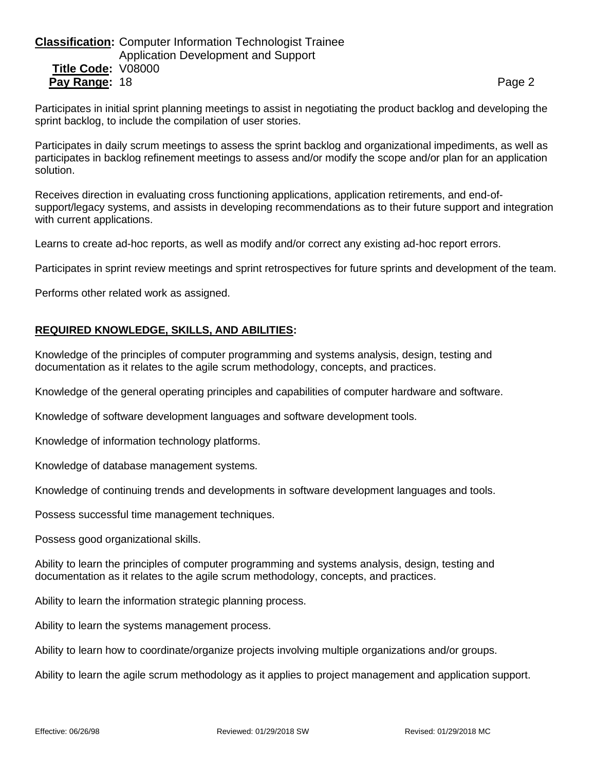Participates in initial sprint planning meetings to assist in negotiating the product backlog and developing the sprint backlog, to include the compilation of user stories.

Participates in daily scrum meetings to assess the sprint backlog and organizational impediments, as well as participates in backlog refinement meetings to assess and/or modify the scope and/or plan for an application solution.

Receives direction in evaluating cross functioning applications, application retirements, and end-of-support/legacy systems, and assists in developing recommendations as to their future support and integration with current applications.

Learns to create ad-hoc reports, as well as modify and/or correct any existing ad-hoc report errors.

Participates in sprint review meetings and sprint retrospectives for future sprints and development of the team.

Performs other related work as assigned.

## REQUIRED KNOWLEDGE, SKILLS, AND ABILITIES:

Knowledge of the principles of computer programming and systems analysis, design, testing and documentation as it relates to the agile scrum methodology, concepts, and practices.

Knowledge of the general operating principles and capabilities of computer hardware and software.

Knowledge of software development languages and software development tools.

Knowledge of information technology platforms.

Knowledge of database management systems.

Knowledge of continuing trends and developments in software development languages and tools.

Possess successful time management techniques.

Possess good organizational skills.

Ability to learn the principles of computer programming and systems analysis, design, testing and documentation as it relates to the agile scrum methodology, concepts, and practices.

Ability to learn the information strategic planning process.

Ability to learn the systems management process.

Ability to learn how to coordinate/organize projects involving multiple organizations and/or groups.

Ability to learn the agile scrum methodology as it applies to project management and application support.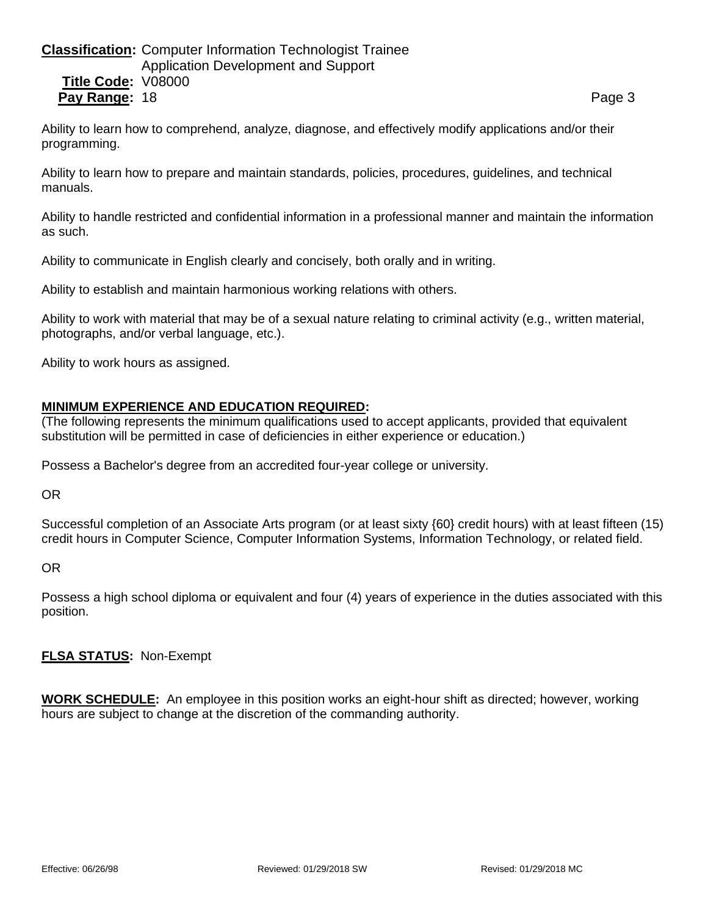Ability to learn how to comprehend, analyze, diagnose, and effectively modify applications and/or their programming.

Ability to learn how to prepare and maintain standards, policies, procedures, guidelines, and technical manuals.

Ability to handle restricted and confidential information in a professional manner and maintain the information as such.

Ability to communicate in English clearly and concisely, both orally and in writing.

Ability to establish and maintain harmonious working relations with others.

Ability to work with material that may be of a sexual nature relating to criminal activity (e.g., written material, photographs, and/or verbal language, etc.).

Ability to work hours as assigned.

## MINIMUM EXPERIENCE AND EDUCATION REQUIRED:

(The following represents the minimum qualifications used to accept applicants, provided that equivalent substitution will be permitted in case of deficiencies in either experience or education.)

Possess a Bachelor's degree from an accredited four-year college or university.

OR

Successful completion of an Associate Arts program (or at least sixty {60} credit hours) with at least fifteen (15) credit hours in Computer Science, Computer Information Systems, Information Technology, or related field.

OR

Possess a high school diploma or equivalent and four (4) years of experience in the duties associated with this position.

**FLSA STATUS:** Non-Exempt

**WORK SCHEDULE:** An employee in this position works an eight-hour shift as directed; however, working hours are subject to change at the discretion of the commanding authority.

Effective: 06/26/98 Reviewed: 01/29/2018 SW Revised: 01/29/2018 MC